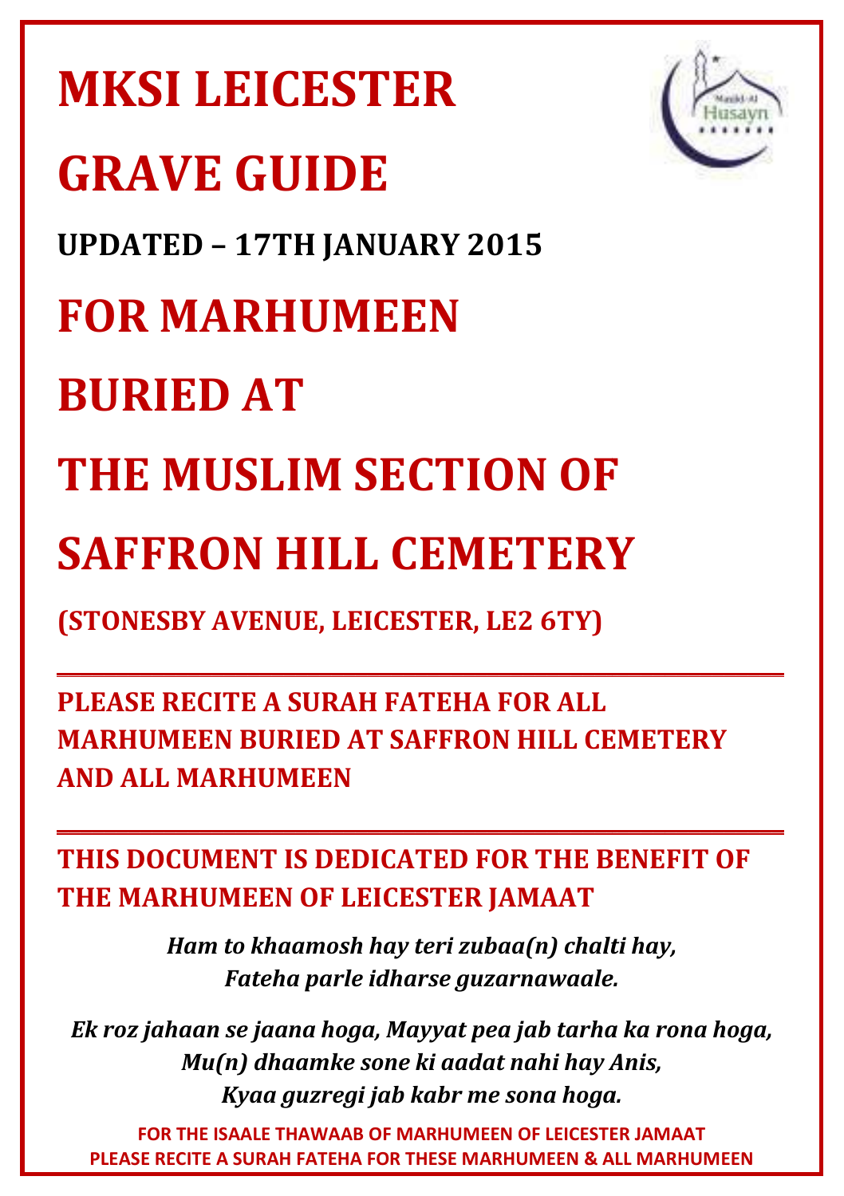# MKSI LEICESTER

# GRAVE GUIDE

**UPDATED – 17TH JANUARY 2015**

# FOR MARHUMEEN

# BURIED AT

# THE MUSLIM SECTION OF

# SAFFRON HILL CEMETERY

**(STONESBY AVENUE, LEICESTER, LE2 6TY)**

---

**PLEASE RECITE A SURAH FATEHA FOR ALL MARHUMEEN BURIED AT SAFFRON HILL CEMETERY AND ALL MARHUMEEN**

---

**THIS DOCUMENT IS DEDICATED FOR THE BENEFIT OF THE MARHUMEEN OF LEICESTER JAMAAT**

*Ham to khaamosh hay teri zubaa(n) chalti hay,*
*Fateha parle idharse guzarnawaale.*

*Ek roz jahaan se jaana hoga, Mayyat pea jab tarha ka rona hoga,*
*Mu(n) dhaamke sone ki aadat nahi hay Anis,*
*Kyaa guzregi jab kabr me sona hoga.*

**FOR THE ISAALE THAWAAB OF MARHUMEEN OF LEICESTER JAMAAT**
**PLEASE RECITE A SURAH FATEHA FOR THESE MARHUMEEN & ALL MARHUMEEN**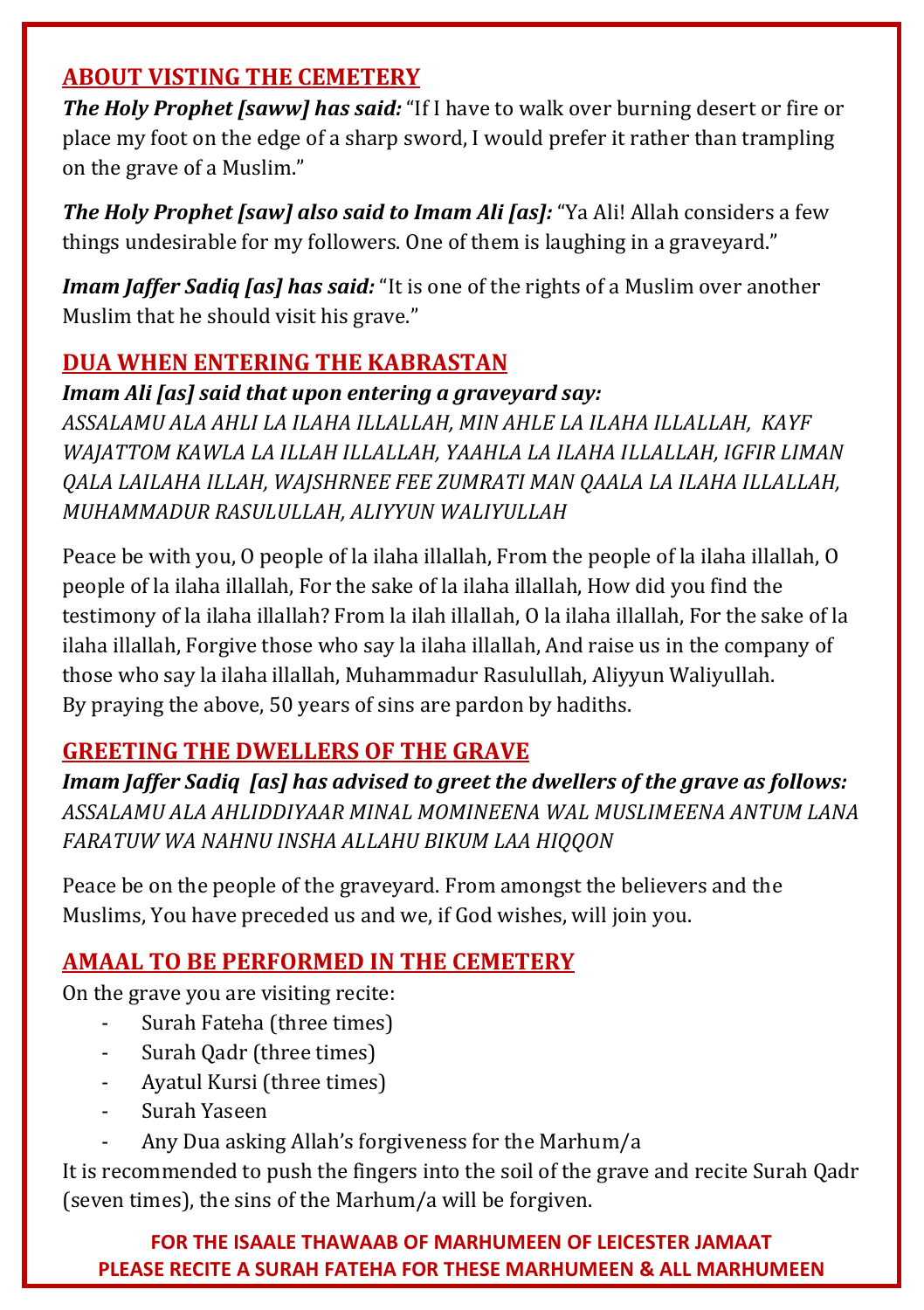## ABOUT VISTING THE CEMETERY

***The Holy Prophet [saww] has said:*** "If I have to walk over burning desert or fire or place my foot on the edge of a sharp sword, I would prefer it rather than trampling on the grave of a Muslim."

***The Holy Prophet [saw] also said to Imam Ali [as]:*** "Ya Ali! Allah considers a few things undesirable for my followers. One of them is laughing in a graveyard."

***Imam Jaffer Sadiq [as] has said:*** "It is one of the rights of a Muslim over another Muslim that he should visit his grave."

## DUA WHEN ENTERING THE KABRASTAN

***Imam Ali [as] said that upon entering a graveyard say:***

*ASSALAMU ALA AHLI LA ILAHA ILLALLAH, MIN AHLE LA ILAHA ILLALLAH, KAYF WAJATTOM KAWLA LA ILLAH ILLALLAH, YAAHLA LA ILAHA ILLALLAH, IGFIR LIMAN QALA LAILAHA ILLAH, WAJSHRNEE FEE ZUMRATI MAN QAALA LA ILAHA ILLALLAH, MUHAMMADUR RASULULLAH, ALIYYUN WALIYULLAH*

Peace be with you, O people of la ilaha illallah, From the people of la ilaha illallah, O people of la ilaha illallah, For the sake of la ilaha illallah, How did you find the testimony of la ilaha illallah? From la ilah illallah, O la ilaha illallah, For the sake of la ilaha illallah, Forgive those who say la ilaha illallah, And raise us in the company of those who say la ilaha illallah, Muhammadur Rasulullah, Aliyyun Waliyullah.
By praying the above, 50 years of sins are pardon by hadiths.

## GREETING THE DWELLERS OF THE GRAVE

***Imam Jaffer Sadiq [as] has advised to greet the dwellers of the grave as follows:***

*ASSALAMU ALA AHLIDDIYAAR MINAL MOMINEENA WAL MUSLIMEENA ANTUM LANA FARATUW WA NAHNU INSHA ALLAHU BIKUM LAA HIQQON*

Peace be on the people of the graveyard. From amongst the believers and the Muslims, You have preceded us and we, if God wishes, will join you.

## AMAAL TO BE PERFORMED IN THE CEMETERY

On the grave you are visiting recite:

- Surah Fateha (three times)
- Surah Qadr (three times)
- Ayatul Kursi (three times)
- Surah Yaseen
- Any Dua asking Allah's forgiveness for the Marhum/a

It is recommended to push the fingers into the soil of the grave and recite Surah Qadr (seven times), the sins of the Marhum/a will be forgiven.

**FOR THE ISAALE THAWAAB OF MARHUMEEN OF LEICESTER JAMAAT**
**PLEASE RECITE A SURAH FATEHA FOR THESE MARHUMEEN & ALL MARHUMEEN**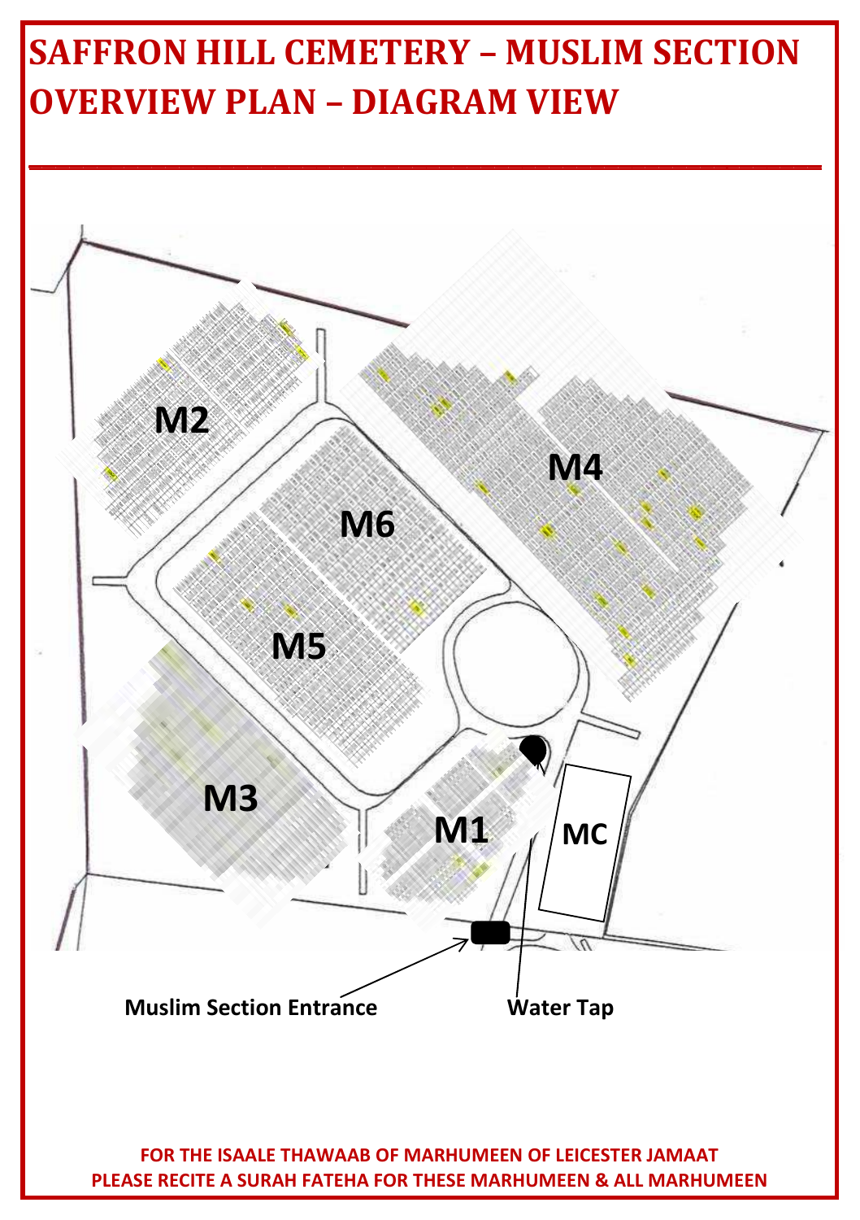# SAFFRON HILL CEMETERY – MUSLIM SECTION OVERVIEW PLAN – DIAGRAM VIEW

M2

M6

M4

M5

M3

M1

MC

Muslim Section Entrance

Water Tap

**FOR THE ISAALE THAWAAB OF MARHUMEEN OF LEICESTER JAMAAT**
**PLEASE RECITE A SURAH FATEHA FOR THESE MARHUMEEN & ALL MARHUMEEN**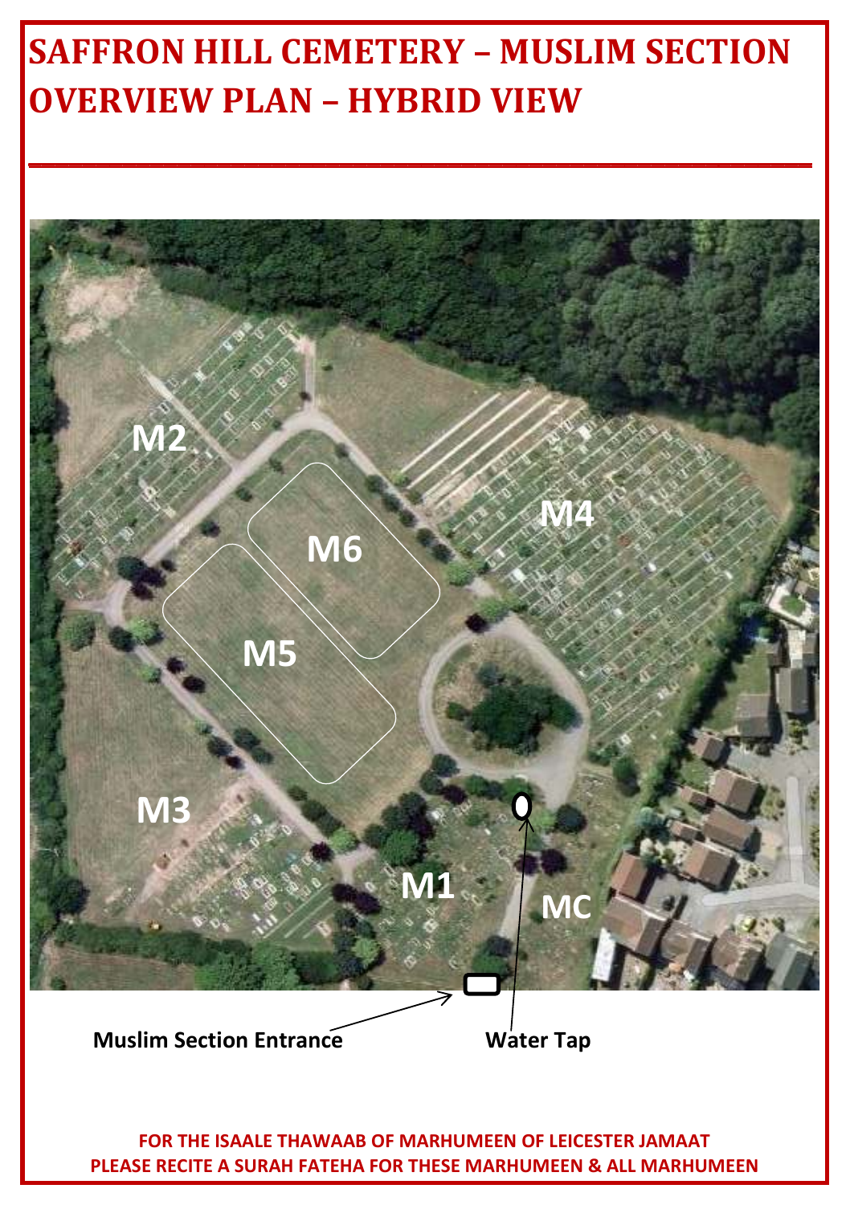# SAFFRON HILL CEMETERY – MUSLIM SECTION OVERVIEW PLAN – HYBRID VIEW

M2

M6

M4

M5

M3

M1

MC

**Muslim Section Entrance**

**Water Tap**

**FOR THE ISAALE THAWAAB OF MARHUMEEN OF LEICESTER JAMAAT**
**PLEASE RECITE A SURAH FATEHA FOR THESE MARHUMEEN & ALL MARHUMEEN**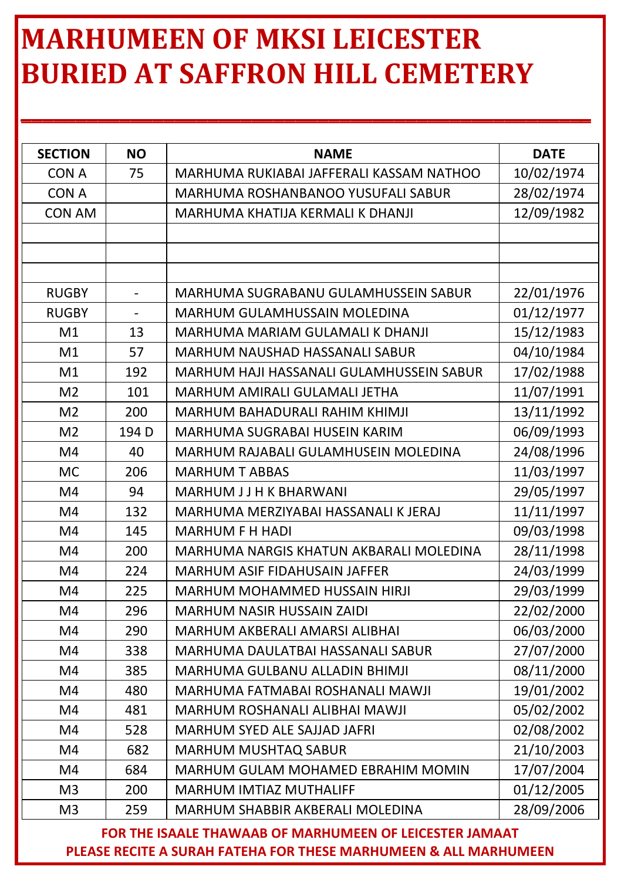# MARHUMEEN OF MKSI LEICESTER BURIED AT SAFFRON HILL CEMETERY

| SECTION | NO | NAME | DATE |
|---|---|---|---|
| CON A | 75 | MARHUMA RUKIABAI JAFFERALI KASSAM NATHOO | 10/02/1974 |
| CON A | | MARHUMA ROSHANBANOO YUSUFALI SABUR | 28/02/1974 |
| CON AM | | MARHUMA KHATIJA KERMALI K DHANJI | 12/09/1982 |
| | | | |
| | | | |
| | | | |
| RUGBY | - | MARHUMA SUGRABANU GULAMHUSSEIN SABUR | 22/01/1976 |
| RUGBY | - | MARHUM GULAMHUSSAIN MOLEDINA | 01/12/1977 |
| M1 | 13 | MARHUMA MARIAM GULAMALI K DHANJI | 15/12/1983 |
| M1 | 57 | MARHUM NAUSHAD HASSANALI SABUR | 04/10/1984 |
| M1 | 192 | MARHUM HAJI HASSANALI GULAMHUSSEIN SABUR | 17/02/1988 |
| M2 | 101 | MARHUM AMIRALI GULAMALI JETHA | 11/07/1991 |
| M2 | 200 | MARHUM BAHADURALI RAHIM KHIMJI | 13/11/1992 |
| M2 | 194 D | MARHUMA SUGRABAI HUSEIN KARIM | 06/09/1993 |
| M4 | 40 | MARHUM RAJABALI GULAMHUSEIN MOLEDINA | 24/08/1996 |
| MC | 206 | MARHUM T ABBAS | 11/03/1997 |
| M4 | 94 | MARHUM J J H K BHARWANI | 29/05/1997 |
| M4 | 132 | MARHUMA MERZIYABAI HASSANALI K JERAJ | 11/11/1997 |
| M4 | 145 | MARHUM F H HADI | 09/03/1998 |
| M4 | 200 | MARHUMA NARGIS KHATUN AKBARALI MOLEDINA | 28/11/1998 |
| M4 | 224 | MARHUM ASIF FIDAHUSAIN JAFFER | 24/03/1999 |
| M4 | 225 | MARHUM MOHAMMED HUSSAIN HIRJI | 29/03/1999 |
| M4 | 296 | MARHUM NASIR HUSSAIN ZAIDI | 22/02/2000 |
| M4 | 290 | MARHUM AKBERALI AMARSI ALIBHAI | 06/03/2000 |
| M4 | 338 | MARHUMA DAULATBAI HASSANALI SABUR | 27/07/2000 |
| M4 | 385 | MARHUMA GULBANU ALLADIN BHIMJI | 08/11/2000 |
| M4 | 480 | MARHUMA FATMABAI ROSHANALI MAWJI | 19/01/2002 |
| M4 | 481 | MARHUM ROSHANALI ALIBHAI MAWJI | 05/02/2002 |
| M4 | 528 | MARHUM SYED ALE SAJJAD JAFRI | 02/08/2002 |
| M4 | 682 | MARHUM MUSHTAQ SABUR | 21/10/2003 |
| M4 | 684 | MARHUM GULAM MOHAMED EBRAHIM MOMIN | 17/07/2004 |
| M3 | 200 | MARHUM IMTIAZ MUTHALIFF | 01/12/2005 |
| M3 | 259 | MARHUM SHABBIR AKBERALI MOLEDINA | 28/09/2006 |

**FOR THE ISAALE THAWAAB OF MARHUMEEN OF LEICESTER JAMAAT**
**PLEASE RECITE A SURAH FATEHA FOR THESE MARHUMEEN & ALL MARHUMEEN**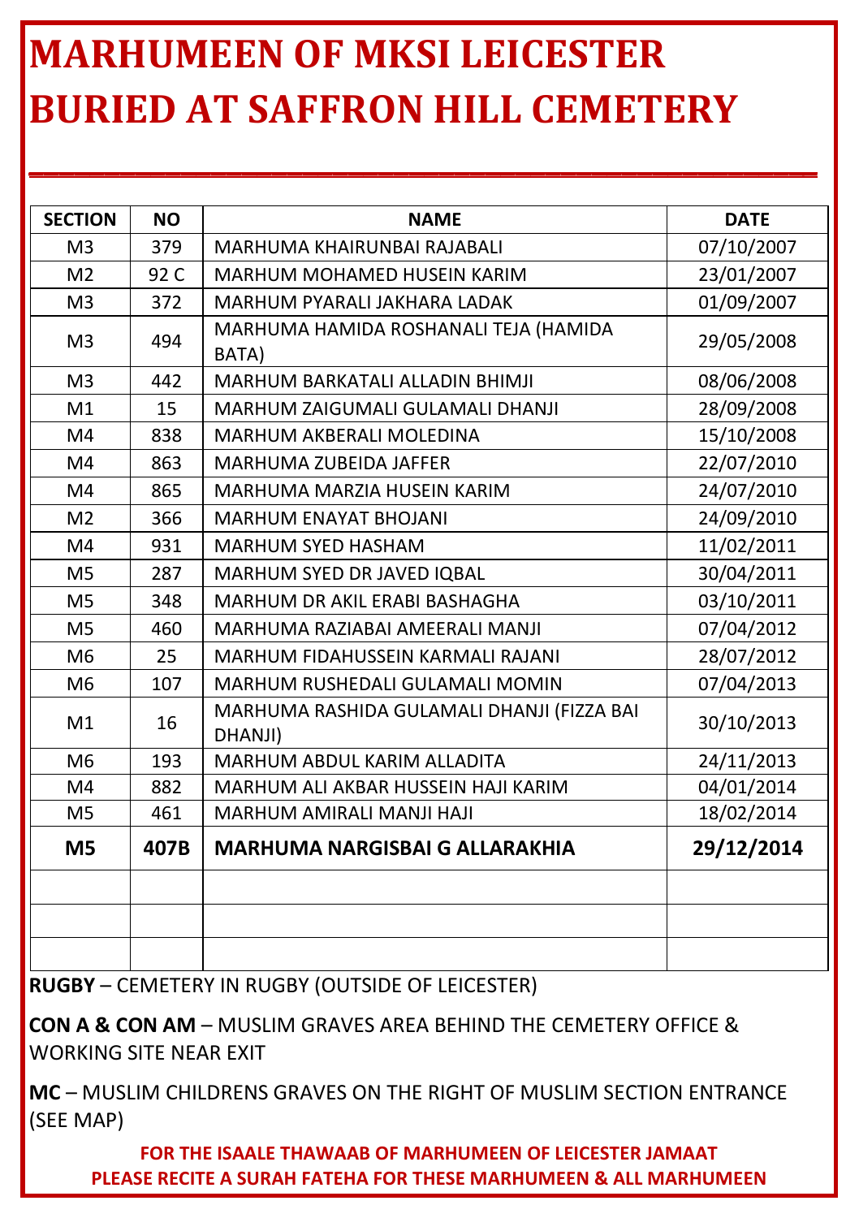# MARHUMEEN OF MKSI LEICESTER BURIED AT SAFFRON HILL CEMETERY

| SECTION | NO | NAME | DATE |
|---|---|---|---|
| M3 | 379 | MARHUMA KHAIRUNBAI RAJABALI | 07/10/2007 |
| M2 | 92 C | MARHUM MOHAMED HUSEIN KARIM | 23/01/2007 |
| M3 | 372 | MARHUM PYARALI JAKHARA LADAK | 01/09/2007 |
| M3 | 494 | MARHUMA HAMIDA ROSHANALI TEJA (HAMIDA BATA) | 29/05/2008 |
| M3 | 442 | MARHUM BARKATALI ALLADIN BHIMJI | 08/06/2008 |
| M1 | 15 | MARHUM ZAIGUMALI GULAMALI DHANJI | 28/09/2008 |
| M4 | 838 | MARHUM AKBERALI MOLEDINA | 15/10/2008 |
| M4 | 863 | MARHUMA ZUBEIDA JAFFER | 22/07/2010 |
| M4 | 865 | MARHUMA MARZIA HUSEIN KARIM | 24/07/2010 |
| M2 | 366 | MARHUM ENAYAT BHOJANI | 24/09/2010 |
| M4 | 931 | MARHUM SYED HASHAM | 11/02/2011 |
| M5 | 287 | MARHUM SYED DR JAVED IQBAL | 30/04/2011 |
| M5 | 348 | MARHUM DR AKIL ERABI BASHAGHA | 03/10/2011 |
| M5 | 460 | MARHUMA RAZIABAI AMEERALI MANJI | 07/04/2012 |
| M6 | 25 | MARHUM FIDAHUSSEIN KARMALI RAJANI | 28/07/2012 |
| M6 | 107 | MARHUM RUSHEDALI GULAMALI MOMIN | 07/04/2013 |
| M1 | 16 | MARHUMA RASHIDA GULAMALI DHANJI (FIZZA BAI DHANJI) | 30/10/2013 |
| M6 | 193 | MARHUM ABDUL KARIM ALLADITA | 24/11/2013 |
| M4 | 882 | MARHUM ALI AKBAR HUSSEIN HAJI KARIM | 04/01/2014 |
| M5 | 461 | MARHUM AMIRALI MANJI HAJI | 18/02/2014 |
| **M5** | **407B** | **MARHUMA NARGISBAI G ALLARAKHIA** | **29/12/2014** |
| | | | |
| | | | |
| | | | |

**RUGBY** – CEMETERY IN RUGBY (OUTSIDE OF LEICESTER)

**CON A & CON AM** – MUSLIM GRAVES AREA BEHIND THE CEMETERY OFFICE & WORKING SITE NEAR EXIT

**MC** – MUSLIM CHILDRENS GRAVES ON THE RIGHT OF MUSLIM SECTION ENTRANCE (SEE MAP)

**FOR THE ISAALE THAWAAB OF MARHUMEEN OF LEICESTER JAMAAT**
**PLEASE RECITE A SURAH FATEHA FOR THESE MARHUMEEN & ALL MARHUMEEN**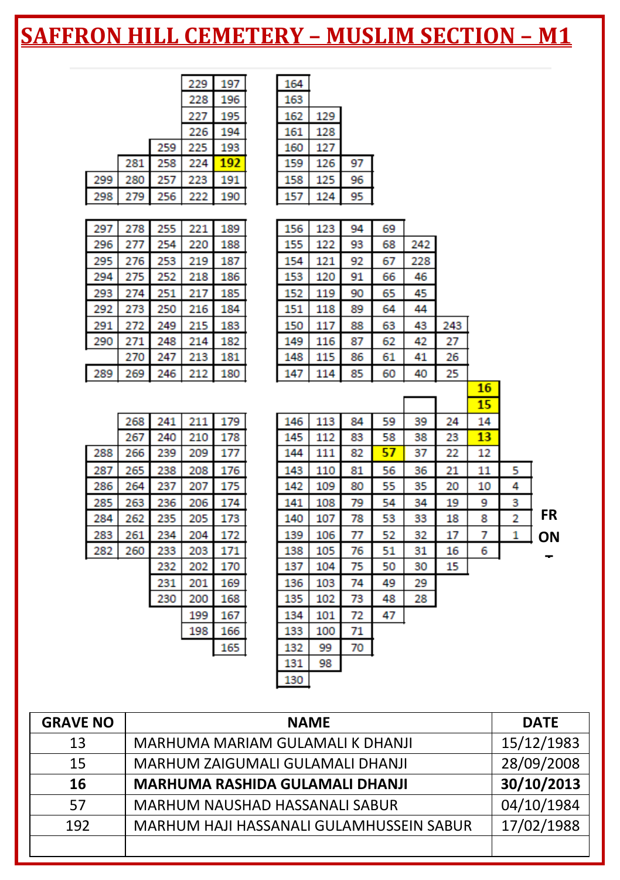# SAFFRON HILL CEMETERY – MUSLIM SECTION – M1

| | | | | | | | | | | | | |
|---|---|---|---|---|---|---|---|---|---|---|---|---|
| | | | 229 | 197 | 164 | | | | | | | |
| | | | 228 | 196 | 163 | | | | | | | |
| | | | 227 | 195 | 162 | 129 | | | | | | |
| | | | 226 | 194 | 161 | 128 | | | | | | |
| | | 259 | 225 | 193 | 160 | 127 | | | | | | |
| | 281 | 258 | 224 | **192** | 159 | 126 | 97 | | | | | |
| 299 | 280 | 257 | 223 | 191 | 158 | 125 | 96 | | | | | |
| 298 | 279 | 256 | 222 | 190 | 157 | 124 | 95 | | | | | |
| 297 | 278 | 255 | 221 | 189 | 156 | 123 | 94 | 69 | | | | |
| 296 | 277 | 254 | 220 | 188 | 155 | 122 | 93 | 68 | 242 | | | |
| 295 | 276 | 253 | 219 | 187 | 154 | 121 | 92 | 67 | 228 | | | |
| 294 | 275 | 252 | 218 | 186 | 153 | 120 | 91 | 66 | 46 | | | |
| 293 | 274 | 251 | 217 | 185 | 152 | 119 | 90 | 65 | 45 | | | |
| 292 | 273 | 250 | 216 | 184 | 151 | 118 | 89 | 64 | 44 | | | |
| 291 | 272 | 249 | 215 | 183 | 150 | 117 | 88 | 63 | 43 | 243 | | |
| 290 | 271 | 248 | 214 | 182 | 149 | 116 | 87 | 62 | 42 | 27 | | |
| | 270 | 247 | 213 | 181 | 148 | 115 | 86 | 61 | 41 | 26 | | |
| 289 | 269 | 246 | 212 | 180 | 147 | 114 | 85 | 60 | 40 | 25 | | |
| | | | | | | | | | | | **16** | |
| | | | | | | | | | | | **15** | |
| | 268 | 241 | 211 | 179 | 146 | 113 | 84 | 59 | 39 | 24 | 14 | |
| | 267 | 240 | 210 | 178 | 145 | 112 | 83 | 58 | 38 | 23 | **13** | |
| 288 | 266 | 239 | 209 | 177 | 144 | 111 | 82 | **57** | 37 | 22 | 12 | |
| 287 | 265 | 238 | 208 | 176 | 143 | 110 | 81 | 56 | 36 | 21 | 11 | 5 |
| 286 | 264 | 237 | 207 | 175 | 142 | 109 | 80 | 55 | 35 | 20 | 10 | 4 |
| 285 | 263 | 236 | 206 | 174 | 141 | 108 | 79 | 54 | 34 | 19 | 9 | 3 |
| 284 | 262 | 235 | 205 | 173 | 140 | 107 | 78 | 53 | 33 | 18 | 8 | 2 |
| 283 | 261 | 234 | 204 | 172 | 139 | 106 | 77 | 52 | 32 | 17 | 7 | 1 |
| 282 | 260 | 233 | 203 | 171 | 138 | 105 | 76 | 51 | 31 | 16 | 6 | |
| | | 232 | 202 | 170 | 137 | 104 | 75 | 50 | 30 | 15 | | |
| | | 231 | 201 | 169 | 136 | 103 | 74 | 49 | 29 | | | |
| | | 230 | 200 | 168 | 135 | 102 | 73 | 48 | 28 | | | |
| | | | 199 | 167 | 134 | 101 | 72 | 47 | | | | |
| | | | 198 | 166 | 133 | 100 | 71 | | | | | |
| | | | | 165 | 132 | 99 | 70 | | | | | |
| | | | | | 131 | 98 | | | | | | |
| | | | | | 130 | | | | | | | |

FRONT

| GRAVE NO | NAME | DATE |
|---|---|---|
| 13 | MARHUMA MARIAM GULAMALI K DHANJI | 15/12/1983 |
| 15 | MARHUM ZAIGUMALI GULAMALI DHANJI | 28/09/2008 |
| **16** | **MARHUMA RASHIDA GULAMALI DHANJI** | **30/10/2013** |
| 57 | MARHUM NAUSHAD HASSANALI SABUR | 04/10/1984 |
| 192 | MARHUM HAJI HASSANALI GULAMHUSSEIN SABUR | 17/02/1988 |
| | | |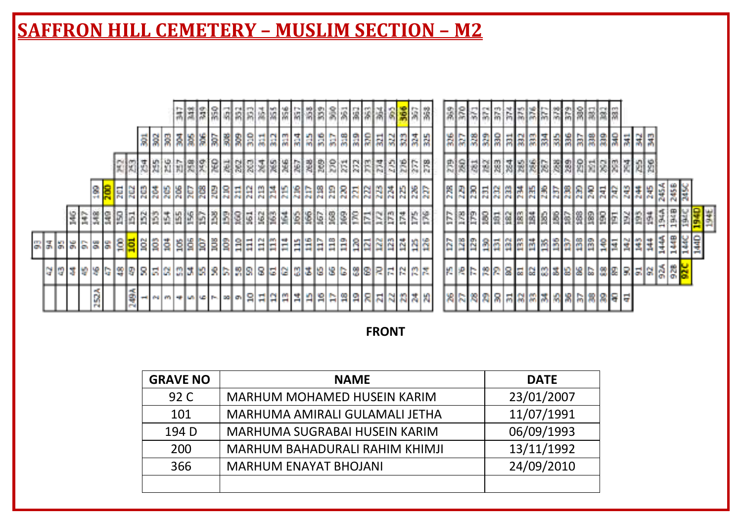# SAFFRON HILL CEMETERY – MUSLIM SECTION – M2

FRONT

| GRAVE NO | NAME | DATE |
| --- | --- | --- |
| 92 C | MARHUM MOHAMED HUSEIN KARIM | 23/01/2007 |
| 101 | MARHUMA AMIRALI GULAMALI JETHA | 11/07/1991 |
| 194 D | MARHUMA SUGRABAI HUSEIN KARIM | 06/09/1993 |
| 200 | MARHUM BAHADURALI RAHIM KHIMJI | 13/11/1992 |
| 366 | MARHUM ENAYAT BHOJANI | 24/09/2010 |
| | | |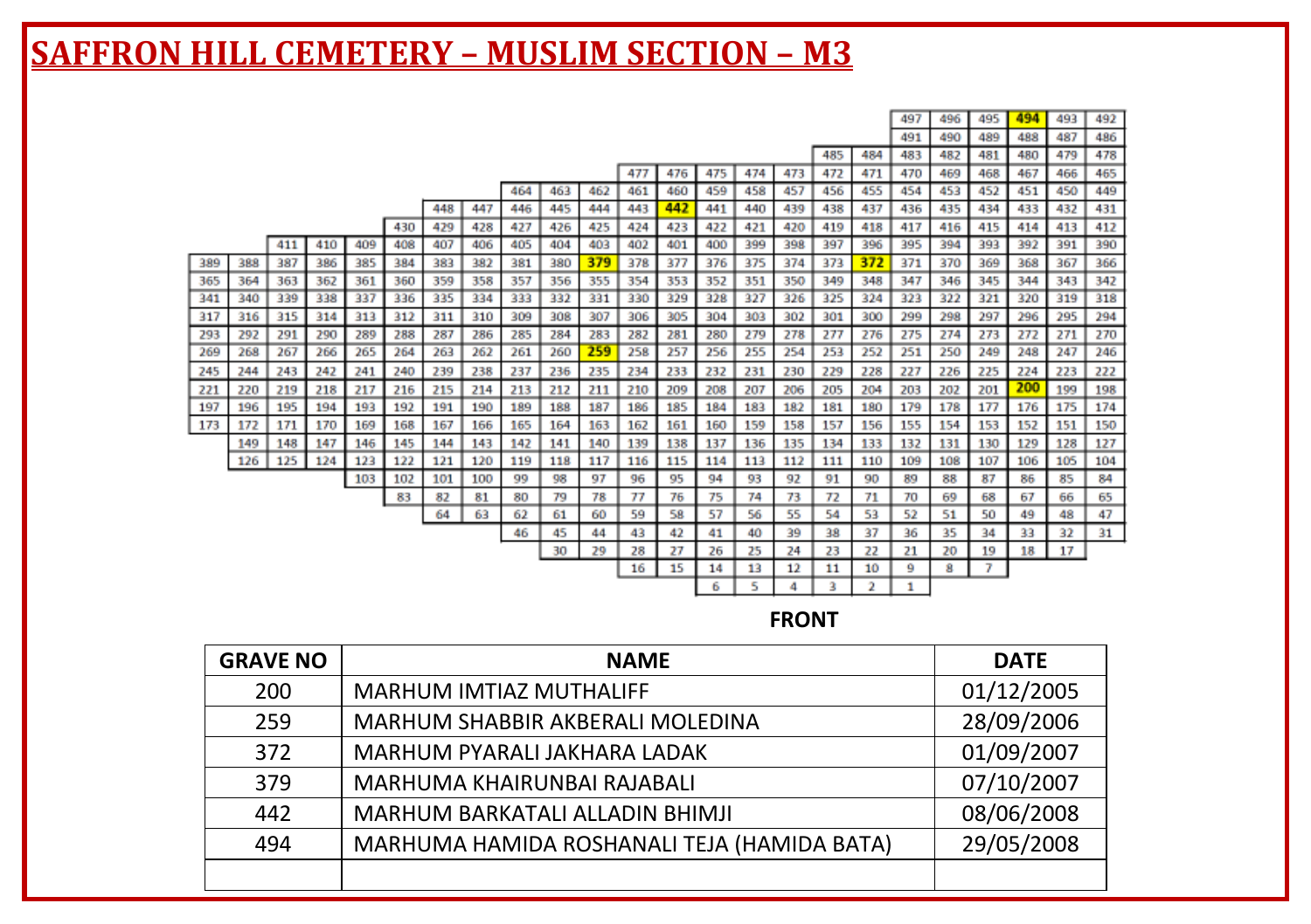# SAFFRON HILL CEMETERY – MUSLIM SECTION – M3

| | | | | | | | | | | | | | | | | | | | | | | | |
|---|---|---|---|---|---|---|---|---|---|---|---|---|---|---|---|---|---|---|---|---|---|---|---|
| | | | | | | | | | | | | | | | | | | 497 | 496 | 495 | **494** | 493 | 492 |
| | | | | | | | | | | | | | | | | | | 491 | 490 | 489 | 488 | 487 | 486 |
| | | | | | | | | | | | | | | | | 485 | 484 | 483 | 482 | 481 | 480 | 479 | 478 |
| | | | | | | | | | | | 477 | 476 | 475 | 474 | 473 | 472 | 471 | 470 | 469 | 468 | 467 | 466 | 465 |
| | | | | | | | | 464 | 463 | 462 | 461 | 460 | 459 | 458 | 457 | 456 | 455 | 454 | 453 | 452 | 451 | 450 | 449 |
| | | | | | | 448 | 447 | 446 | 445 | 444 | 443 | **442** | 441 | 440 | 439 | 438 | 437 | 436 | 435 | 434 | 433 | 432 | 431 |
| | | | | | 430 | 429 | 428 | 427 | 426 | 425 | 424 | 423 | 422 | 421 | 420 | 419 | 418 | 417 | 416 | 415 | 414 | 413 | 412 |
| | | 411 | 410 | 409 | 408 | 407 | 406 | 405 | 404 | 403 | 402 | 401 | 400 | 399 | 398 | 397 | 396 | 395 | 394 | 393 | 392 | 391 | 390 |
| 389 | 388 | 387 | 386 | 385 | 384 | 383 | 382 | 381 | 380 | **379** | 378 | 377 | 376 | 375 | 374 | 373 | **372** | 371 | 370 | 369 | 368 | 367 | 366 |
| 365 | 364 | 363 | 362 | 361 | 360 | 359 | 358 | 357 | 356 | 355 | 354 | 353 | 352 | 351 | 350 | 349 | 348 | 347 | 346 | 345 | 344 | 343 | 342 |
| 341 | 340 | 339 | 338 | 337 | 336 | 335 | 334 | 333 | 332 | 331 | 330 | 329 | 328 | 327 | 326 | 325 | 324 | 323 | 322 | 321 | 320 | 319 | 318 |
| 317 | 316 | 315 | 314 | 313 | 312 | 311 | 310 | 309 | 308 | 307 | 306 | 305 | 304 | 303 | 302 | 301 | 300 | 299 | 298 | 297 | 296 | 295 | 294 |
| 293 | 292 | 291 | 290 | 289 | 288 | 287 | 286 | 285 | 284 | 283 | 282 | 281 | 280 | 279 | 278 | 277 | 276 | 275 | 274 | 273 | 272 | 271 | 270 |
| 269 | 268 | 267 | 266 | 265 | 264 | 263 | 262 | 261 | 260 | **259** | 258 | 257 | 256 | 255 | 254 | 253 | 252 | 251 | 250 | 249 | 248 | 247 | 246 |
| 245 | 244 | 243 | 242 | 241 | 240 | 239 | 238 | 237 | 236 | 235 | 234 | 233 | 232 | 231 | 230 | 229 | 228 | 227 | 226 | 225 | 224 | 223 | 222 |
| 221 | 220 | 219 | 218 | 217 | 216 | 215 | 214 | 213 | 212 | 211 | 210 | 209 | 208 | 207 | 206 | 205 | 204 | 203 | 202 | 201 | **200** | 199 | 198 |
| 197 | 196 | 195 | 194 | 193 | 192 | 191 | 190 | 189 | 188 | 187 | 186 | 185 | 184 | 183 | 182 | 181 | 180 | 179 | 178 | 177 | 176 | 175 | 174 |
| 173 | 172 | 171 | 170 | 169 | 168 | 167 | 166 | 165 | 164 | 163 | 162 | 161 | 160 | 159 | 158 | 157 | 156 | 155 | 154 | 153 | 152 | 151 | 150 |
| | 149 | 148 | 147 | 146 | 145 | 144 | 143 | 142 | 141 | 140 | 139 | 138 | 137 | 136 | 135 | 134 | 133 | 132 | 131 | 130 | 129 | 128 | 127 |
| | 126 | 125 | 124 | 123 | 122 | 121 | 120 | 119 | 118 | 117 | 116 | 115 | 114 | 113 | 112 | 111 | 110 | 109 | 108 | 107 | 106 | 105 | 104 |
| | | | | 103 | 102 | 101 | 100 | 99 | 98 | 97 | 96 | 95 | 94 | 93 | 92 | 91 | 90 | 89 | 88 | 87 | 86 | 85 | 84 |
| | | | | | 83 | 82 | 81 | 80 | 79 | 78 | 77 | 76 | 75 | 74 | 73 | 72 | 71 | 70 | 69 | 68 | 67 | 66 | 65 |
| | | | | | | 64 | 63 | 62 | 61 | 60 | 59 | 58 | 57 | 56 | 55 | 54 | 53 | 52 | 51 | 50 | 49 | 48 | 47 |
| | | | | | | | | 46 | 45 | 44 | 43 | 42 | 41 | 40 | 39 | 38 | 37 | 36 | 35 | 34 | 33 | 32 | 31 |
| | | | | | | | | | 30 | 29 | 28 | 27 | 26 | 25 | 24 | 23 | 22 | 21 | 20 | 19 | 18 | 17 | |
| | | | | | | | | | | | 16 | 15 | 14 | 13 | 12 | 11 | 10 | 9 | 8 | 7 | | | |
| | | | | | | | | | | | | | 6 | 5 | 4 | 3 | 2 | 1 | | | | | |

**FRONT**

| GRAVE NO | NAME | DATE |
|---|---|---|
| 200 | MARHUM IMTIAZ MUTHALIFF | 01/12/2005 |
| 259 | MARHUM SHABBIR AKBERALI MOLEDINA | 28/09/2006 |
| 372 | MARHUM PYARALI JAKHARA LADAK | 01/09/2007 |
| 379 | MARHUMA KHAIRUNBAI RAJABALI | 07/10/2007 |
| 442 | MARHUM BARKATALI ALLADIN BHIMJI | 08/06/2008 |
| 494 | MARHUMA HAMIDA ROSHANALI TEJA (HAMIDA BATA) | 29/05/2008 |
| | | |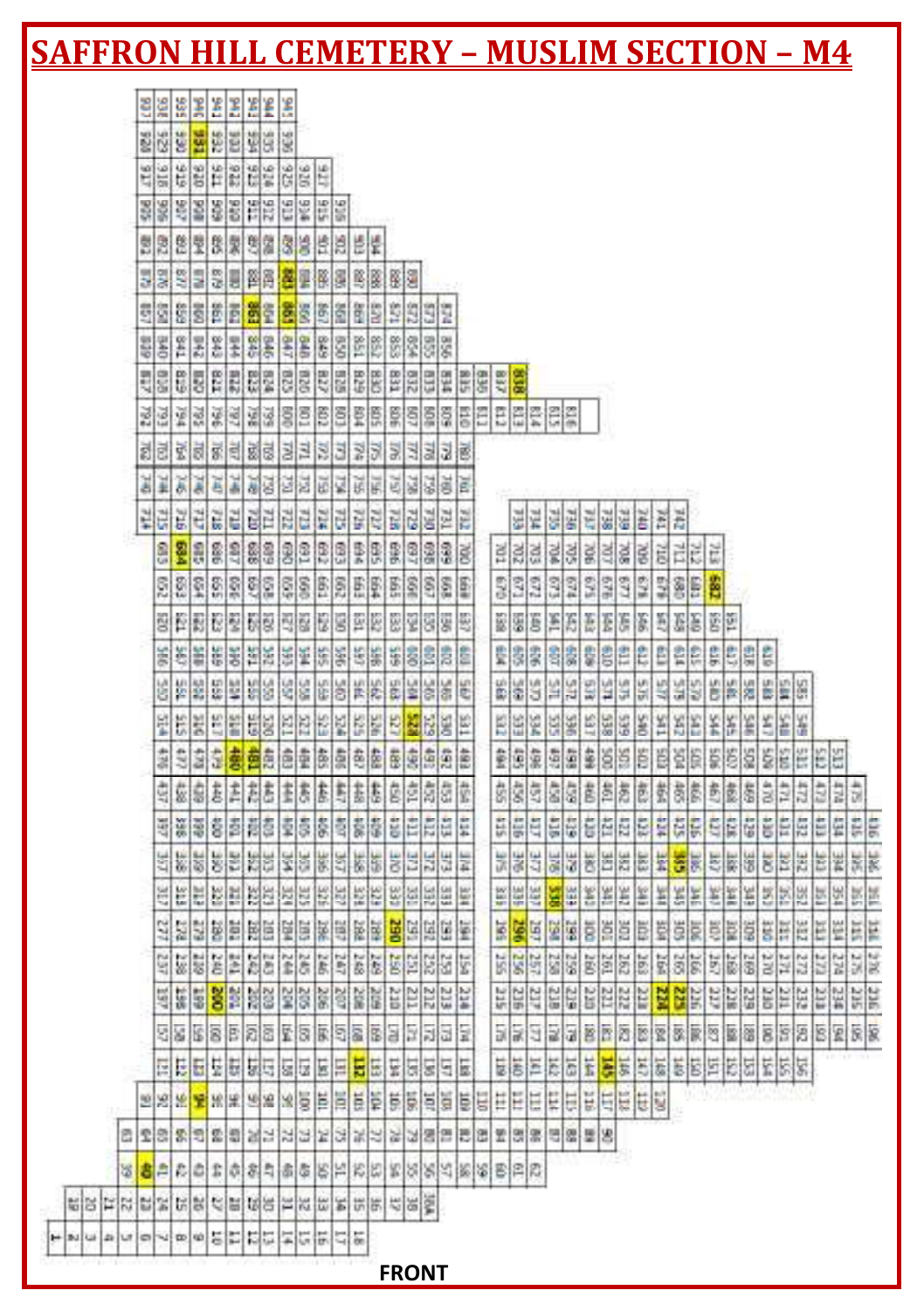# SAFFRON HILL CEMETERY – MUSLIM SECTION – M4

FRONT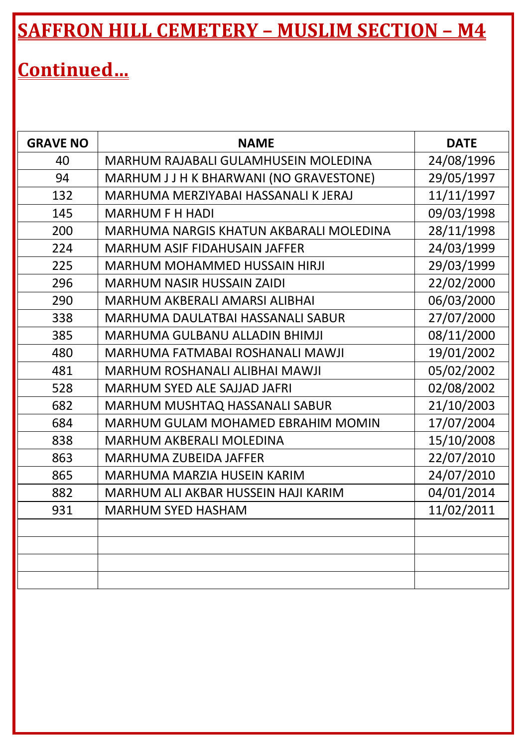# SAFFRON HILL CEMETERY – MUSLIM SECTION – M4

## Continued…

| GRAVE NO | NAME | DATE |
|---|---|---|
| 40 | MARHUM RAJABALI GULAMHUSEIN MOLEDINA | 24/08/1996 |
| 94 | MARHUM J J H K BHARWANI (NO GRAVESTONE) | 29/05/1997 |
| 132 | MARHUMA MERZIYABAI HASSANALI K JERAJ | 11/11/1997 |
| 145 | MARHUM F H HADI | 09/03/1998 |
| 200 | MARHUMA NARGIS KHATUN AKBARALI MOLEDINA | 28/11/1998 |
| 224 | MARHUM ASIF FIDAHUSAIN JAFFER | 24/03/1999 |
| 225 | MARHUM MOHAMMED HUSSAIN HIRJI | 29/03/1999 |
| 296 | MARHUM NASIR HUSSAIN ZAIDI | 22/02/2000 |
| 290 | MARHUM AKBERALI AMARSI ALIBHAI | 06/03/2000 |
| 338 | MARHUMA DAULATBAI HASSANALI SABUR | 27/07/2000 |
| 385 | MARHUMA GULBANU ALLADIN BHIMJI | 08/11/2000 |
| 480 | MARHUMA FATMABAI ROSHANALI MAWJI | 19/01/2002 |
| 481 | MARHUM ROSHANALI ALIBHAI MAWJI | 05/02/2002 |
| 528 | MARHUM SYED ALE SAJJAD JAFRI | 02/08/2002 |
| 682 | MARHUM MUSHTAQ HASSANALI SABUR | 21/10/2003 |
| 684 | MARHUM GULAM MOHAMED EBRAHIM MOMIN | 17/07/2004 |
| 838 | MARHUM AKBERALI MOLEDINA | 15/10/2008 |
| 863 | MARHUMA ZUBEIDA JAFFER | 22/07/2010 |
| 865 | MARHUMA MARZIA HUSEIN KARIM | 24/07/2010 |
| 882 | MARHUM ALI AKBAR HUSSEIN HAJI KARIM | 04/01/2014 |
| 931 | MARHUM SYED HASHAM | 11/02/2011 |
| | | |
| | | |
| | | |
| | | |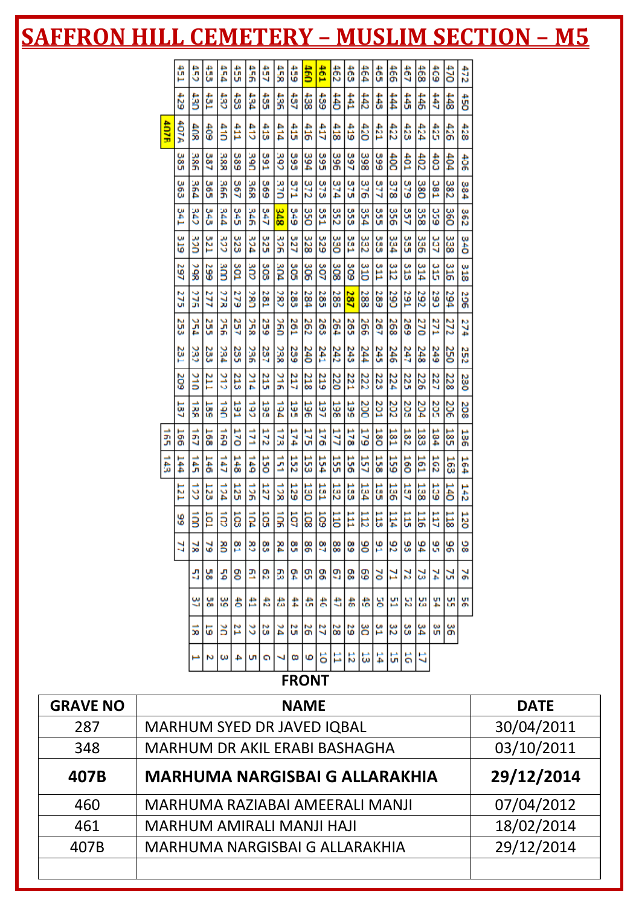# SAFFRON HILL CEMETERY – MUSLIM SECTION – M5

| | | | | | | | | | | | | | | | | | | | | | |
|---|---|---|---|---|---|---|---|---|---|---|---|---|---|---|---|---|---|---|---|---|---|
| | 451 | 452 | 453 | 454 | 455 | 456 | 457 | 458 | 459 | **460** | **461** | 462 | 463 | 464 | 465 | 466 | 467 | 468 | 469 | 470 | 472 |
| | 429 | 430 | 431 | 432 | 433 | 434 | 435 | 436 | 437 | 438 | 439 | 440 | 441 | 442 | 443 | 444 | 445 | 446 | 447 | 448 | 450 |
| **407B** | 407A | 408 | 409 | 410 | 411 | 412 | 413 | 414 | 415 | 416 | 417 | 418 | 419 | 420 | 421 | 422 | 423 | 424 | 425 | 426 | 428 |
| | 385 | 386 | 387 | 388 | 389 | 390 | 391 | 392 | 393 | 394 | 395 | 396 | 397 | 398 | 399 | 400 | 401 | 402 | 403 | 404 | 406 |
| | 363 | 364 | 365 | 366 | 367 | 368 | 369 | 370 | 371 | 372 | 373 | 374 | 375 | 376 | 377 | 378 | 379 | 380 | 381 | 382 | 384 |
| | 341 | 342 | 343 | 344 | 345 | 346 | 347 | **348** | 349 | 350 | 351 | 352 | 353 | 354 | 355 | 356 | 357 | 358 | 359 | 360 | 362 |
| | 319 | 320 | 321 | 322 | 323 | 324 | 325 | 326 | 327 | 328 | 329 | 330 | 331 | 332 | 333 | 334 | 335 | 336 | 337 | 338 | 340 |
| | 297 | 298 | 299 | 300 | 301 | 302 | 303 | 304 | 305 | 306 | 307 | 308 | 309 | 310 | 311 | 312 | 313 | 314 | 315 | 316 | 318 |
| | 275 | 276 | 277 | 278 | 279 | 280 | 281 | 282 | 283 | 284 | 285 | 286 | **287** | 288 | 289 | 290 | 291 | 292 | 293 | 294 | 296 |
| | 253 | 254 | 255 | 256 | 257 | 258 | 259 | 260 | 261 | 262 | 263 | 264 | 265 | 266 | 267 | 268 | 269 | 270 | 271 | 272 | 274 |
| | 231 | 232 | 233 | 234 | 235 | 236 | 237 | 238 | 239 | 240 | 241 | 242 | 243 | 244 | 245 | 246 | 247 | 248 | 249 | 250 | 252 |
| | 209 | 210 | 211 | 212 | 213 | 214 | 215 | 216 | 217 | 218 | 219 | 220 | 221 | 222 | 223 | 224 | 225 | 226 | 227 | 228 | 230 |
| | 187 | 188 | 189 | 190 | 191 | 192 | 193 | 194 | 195 | 196 | 197 | 198 | 199 | 200 | 201 | 202 | 203 | 204 | 205 | 206 | 208 |
| 165 | 166 | 167 | 168 | 169 | 170 | 171 | 172 | 173 | 174 | 175 | 176 | 177 | 178 | 179 | 180 | 181 | 182 | 183 | 184 | 185 | 186 |
| 143 | 144 | 145 | 146 | 147 | 148 | 149 | 150 | 151 | 152 | 153 | 154 | 155 | 156 | 157 | 158 | 159 | 160 | 161 | 162 | 163 | 164 |
| | 121 | 122 | 123 | 124 | 125 | 126 | 127 | 128 | 129 | 130 | 131 | 132 | 133 | 134 | 135 | 136 | 137 | 138 | 139 | 140 | 142 |
| | 99 | 100 | 101 | 102 | 103 | 104 | 105 | 106 | 107 | 108 | 109 | 110 | 111 | 112 | 113 | 114 | 115 | 116 | 117 | 118 | 120 |
| | 77 | 78 | 79 | 80 | 81 | 82 | 83 | 84 | 85 | 86 | 87 | 88 | 89 | 90 | 91 | 92 | 93 | 94 | 95 | 96 | 98 |
| | | 57 | 58 | 59 | 60 | 61 | 62 | 63 | 64 | 65 | 66 | 67 | 68 | 69 | 70 | 71 | 72 | 73 | 74 | 75 | 76 |
| | | 37 | 38 | 39 | 40 | 41 | 42 | 43 | 44 | 45 | 46 | 47 | 48 | 49 | 50 | 51 | 52 | 53 | 54 | 55 | 56 |
| | | 18 | 19 | 20 | 21 | 22 | 23 | 24 | 25 | 26 | 27 | 28 | 29 | 30 | 31 | 32 | 33 | 34 | 35 | 36 | |
| | | 1 | 2 | 3 | 4 | 5 | 6 | 7 | 8 | 9 | 10 | 11 | 12 | 13 | 14 | 15 | 16 | 17 | | | |

**FRONT**

| GRAVE NO | NAME | DATE |
|---|---|---|
| 287 | MARHUM SYED DR JAVED IQBAL | 30/04/2011 |
| 348 | MARHUM DR AKIL ERABI BASHAGHA | 03/10/2011 |
| **407B** | **MARHUMA NARGISBAI G ALLARAKHIA** | **29/12/2014** |
| 460 | MARHUMA RAZIABAI AMEERALI MANJI | 07/04/2012 |
| 461 | MARHUM AMIRALI MANJI HAJI | 18/02/2014 |
| 407B | MARHUMA NARGISBAI G ALLARAKHIA | 29/12/2014 |
| | | |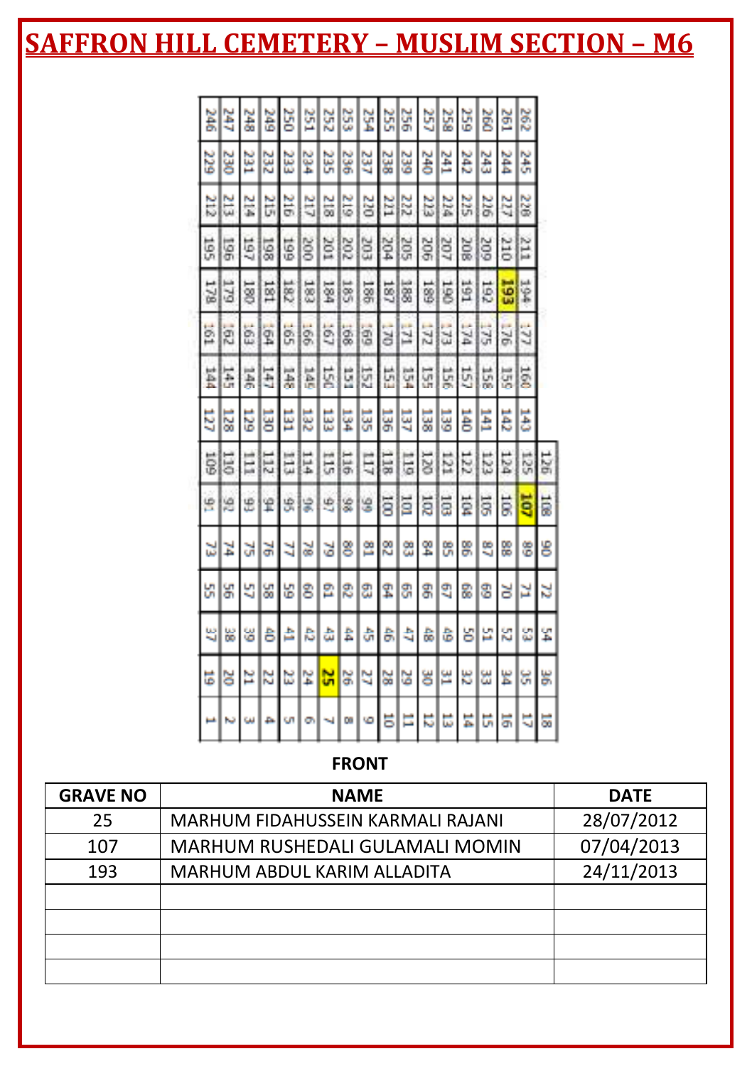# SAFFRON HILL CEMETERY – MUSLIM SECTION – M6

| 246 | 229 | 212 | 195 | 178 | 161 | 144 | 127 | 109 | 91 | 73 | 55 | 37 | 19 | 1 |
|---|---|---|---|---|---|---|---|---|---|---|---|---|---|---|
| 247 | 230 | 213 | 196 | 179 | 162 | 145 | 128 | 110 | 92 | 74 | 56 | 38 | 20 | 2 |
| 248 | 231 | 214 | 197 | 180 | 163 | 146 | 129 | 111 | 93 | 75 | 57 | 39 | 21 | 3 |
| 249 | 232 | 215 | 198 | 181 | 164 | 147 | 130 | 112 | 94 | 76 | 58 | 40 | 22 | 4 |
| 250 | 233 | 216 | 199 | 182 | 165 | 148 | 131 | 113 | 95 | 77 | 59 | 41 | 23 | 5 |
| 251 | 234 | 217 | 200 | 183 | 166 | 149 | 132 | 114 | 96 | 78 | 60 | 42 | 24 | 6 |
| 252 | 235 | 218 | 201 | 184 | 167 | 150 | 133 | 115 | 97 | 79 | 61 | 43 | **25** | 7 |
| 253 | 236 | 219 | 202 | 185 | 168 | 151 | 134 | 116 | 98 | 80 | 62 | 44 | 26 | 8 |
| 254 | 237 | 220 | 203 | 186 | 169 | 152 | 135 | 117 | 99 | 81 | 63 | 45 | 27 | 9 |
| 255 | 238 | 221 | 204 | 187 | 170 | 153 | 136 | 118 | 100 | 82 | 64 | 46 | 28 | 10 |
| 256 | 239 | 222 | 205 | 188 | 171 | 154 | 137 | 119 | 101 | 83 | 65 | 47 | 29 | 11 |
| 257 | 240 | 223 | 206 | 189 | 172 | 155 | 138 | 120 | 102 | 84 | 66 | 48 | 30 | 12 |
| 258 | 241 | 224 | 207 | 190 | 173 | 156 | 139 | 121 | 103 | 85 | 67 | 49 | 31 | 13 |
| 259 | 242 | 225 | 208 | 191 | 174 | 157 | 140 | 122 | 104 | 86 | 68 | 50 | 32 | 14 |
| 260 | 243 | 226 | 209 | 192 | 175 | 158 | 141 | 123 | 105 | 87 | 69 | 51 | 33 | 15 |
| 261 | 244 | 227 | 210 | **193** | 176 | 159 | 142 | 124 | 106 | 88 | 70 | 52 | 34 | 16 |
| 262 | 245 | 228 | 211 | 194 | 177 | 160 | 143 | 125 | **107** | 89 | 71 | 53 | 35 | 17 |
| | | | | | | | | 126 | 108 | 90 | 72 | 54 | 36 | 18 |

**FRONT**

| GRAVE NO | NAME | DATE |
|---|---|---|
| 25 | MARHUM FIDAHUSSEIN KARMALI RAJANI | 28/07/2012 |
| 107 | MARHUM RUSHEDALI GULAMALI MOMIN | 07/04/2013 |
| 193 | MARHUM ABDUL KARIM ALLADITA | 24/11/2013 |
| | | |
| | | |
| | | |
| | | |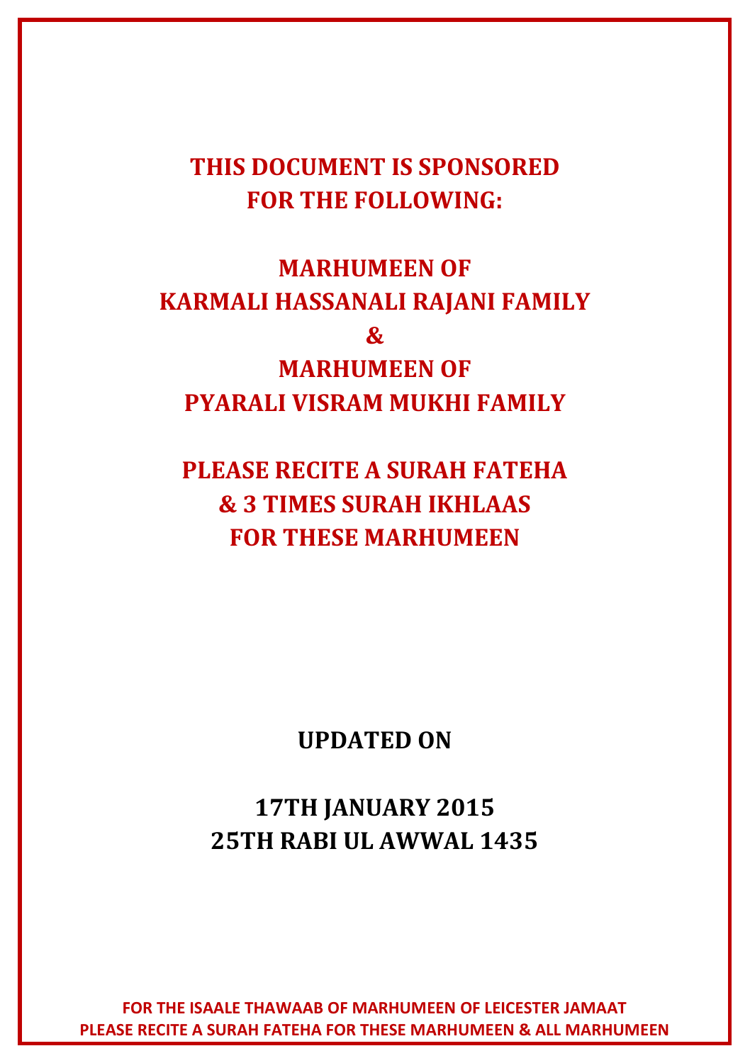**THIS DOCUMENT IS SPONSORED FOR THE FOLLOWING:**

**MARHUMEEN OF KARMALI HASSANALI RAJANI FAMILY**

**&**

**MARHUMEEN OF PYARALI VISRAM MUKHI FAMILY**

**PLEASE RECITE A SURAH FATEHA & 3 TIMES SURAH IKHLAAS FOR THESE MARHUMEEN**

**UPDATED ON**

**17TH JANUARY 2015**
**25TH RABI UL AWWAL 1435**

**FOR THE ISAALE THAWAAB OF MARHUMEEN OF LEICESTER JAMAAT**
**PLEASE RECITE A SURAH FATEHA FOR THESE MARHUMEEN & ALL MARHUMEEN**